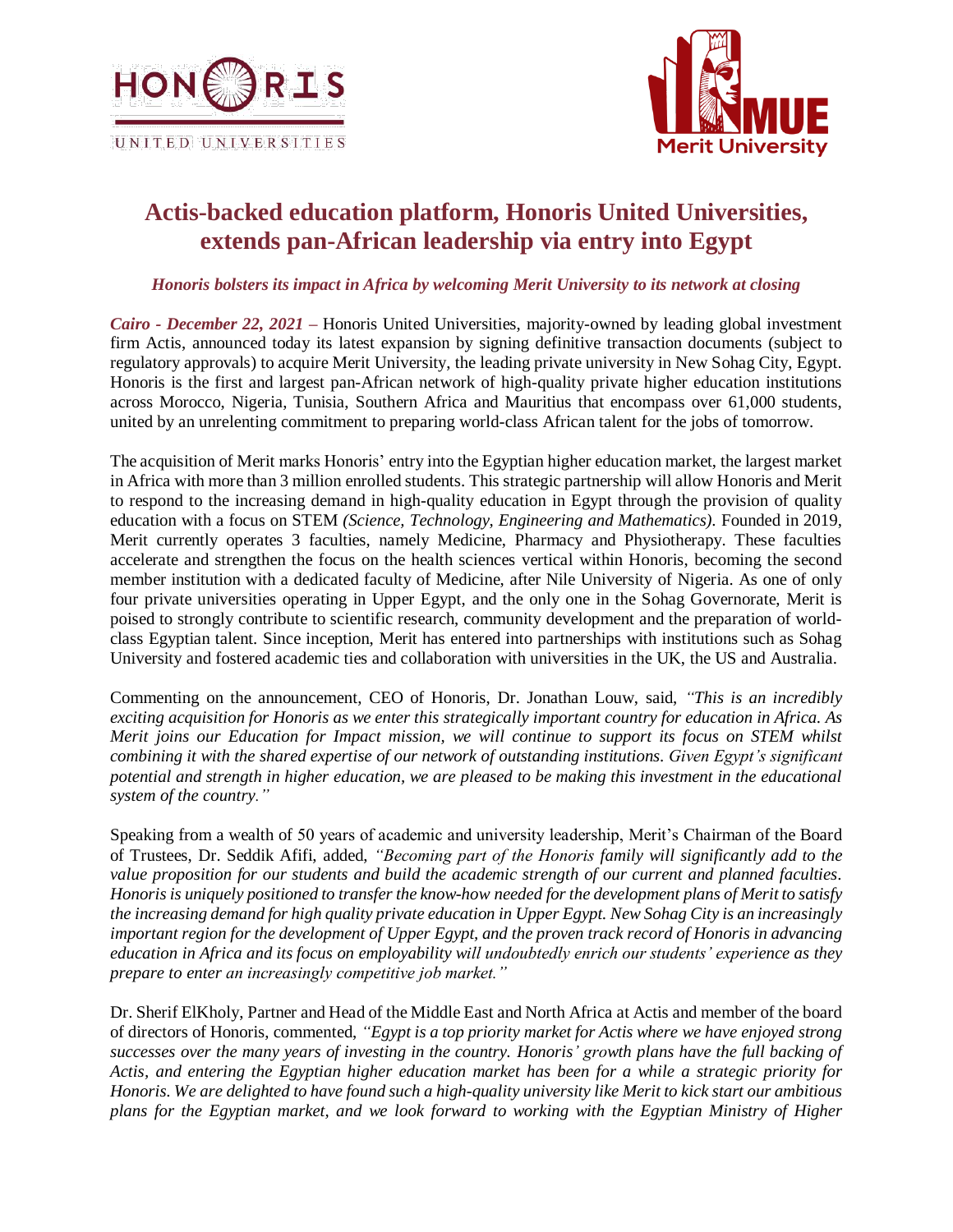# Actis-backed education platform, Honoris United Universities, extends pan-African leadership via entry into Egypt

*Honoris bolsters its impact in Africa by welcoming Merit University to its network at closing*

***Cairo - December 22, 2021*** – Honoris United Universities, majority-owned by leading global investment firm Actis, announced today its latest expansion by signing definitive transaction documents (subject to regulatory approvals) to acquire Merit University, the leading private university in New Sohag City, Egypt. Honoris is the first and largest pan-African network of high-quality private higher education institutions across Morocco, Nigeria, Tunisia, Southern Africa and Mauritius that encompass over 61,000 students, united by an unrelenting commitment to preparing world-class African talent for the jobs of tomorrow.

The acquisition of Merit marks Honoris' entry into the Egyptian higher education market, the largest market in Africa with more than 3 million enrolled students. This strategic partnership will allow Honoris and Merit to respond to the increasing demand in high-quality education in Egypt through the provision of quality education with a focus on STEM *(Science, Technology, Engineering and Mathematics).* Founded in 2019, Merit currently operates 3 faculties, namely Medicine, Pharmacy and Physiotherapy. These faculties accelerate and strengthen the focus on the health sciences vertical within Honoris, becoming the second member institution with a dedicated faculty of Medicine, after Nile University of Nigeria. As one of only four private universities operating in Upper Egypt, and the only one in the Sohag Governorate, Merit is poised to strongly contribute to scientific research, community development and the preparation of world-class Egyptian talent. Since inception, Merit has entered into partnerships with institutions such as Sohag University and fostered academic ties and collaboration with universities in the UK, the US and Australia.

Commenting on the announcement, CEO of Honoris, Dr. Jonathan Louw, said, *"This is an incredibly exciting acquisition for Honoris as we enter this strategically important country for education in Africa. As Merit joins our Education for Impact mission, we will continue to support its focus on STEM whilst combining it with the shared expertise of our network of outstanding institutions. Given Egypt's significant potential and strength in higher education, we are pleased to be making this investment in the educational system of the country."*

Speaking from a wealth of 50 years of academic and university leadership, Merit's Chairman of the Board of Trustees, Dr. Seddik Afifi, added, *"Becoming part of the Honoris family will significantly add to the value proposition for our students and build the academic strength of our current and planned faculties. Honoris is uniquely positioned to transfer the know-how needed for the development plans of Merit to satisfy the increasing demand for high quality private education in Upper Egypt. New Sohag City is an increasingly important region for the development of Upper Egypt, and the proven track record of Honoris in advancing education in Africa and its focus on employability will undoubtedly enrich our students' experience as they prepare to enter an increasingly competitive job market."*

Dr. Sherif ElKholy, Partner and Head of the Middle East and North Africa at Actis and member of the board of directors of Honoris, commented, *"Egypt is a top priority market for Actis where we have enjoyed strong successes over the many years of investing in the country. Honoris' growth plans have the full backing of Actis, and entering the Egyptian higher education market has been for a while a strategic priority for Honoris. We are delighted to have found such a high-quality university like Merit to kick start our ambitious plans for the Egyptian market, and we look forward to working with the Egyptian Ministry of Higher*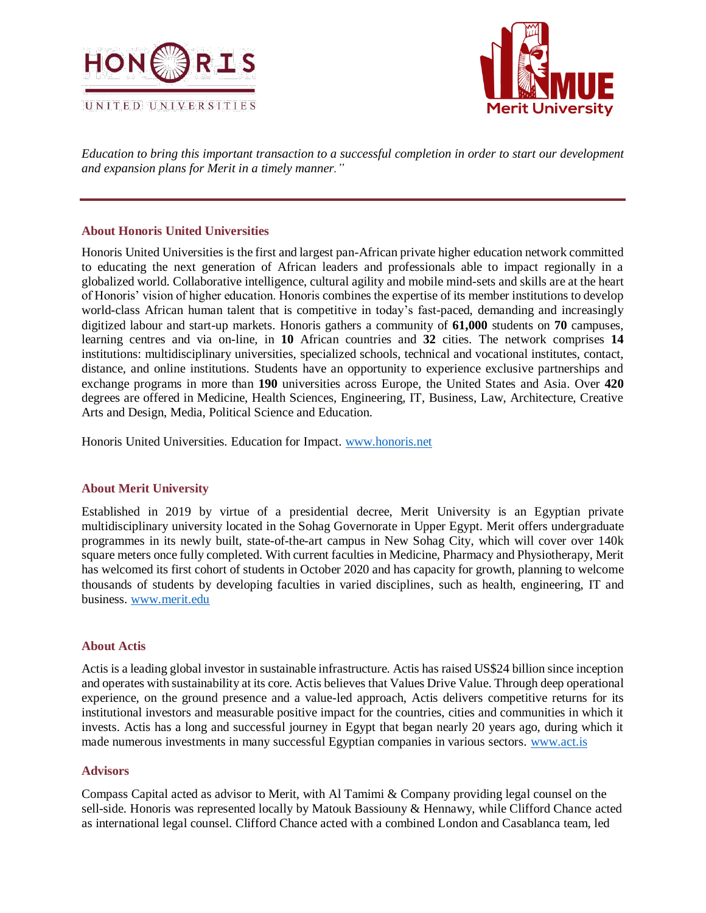*Education to bring this important transaction to a successful completion in order to start our development and expansion plans for Merit in a timely manner."*

---

### About Honoris United Universities

Honoris United Universities is the first and largest pan-African private higher education network committed to educating the next generation of African leaders and professionals able to impact regionally in a globalized world. Collaborative intelligence, cultural agility and mobile mind-sets and skills are at the heart of Honoris' vision of higher education. Honoris combines the expertise of its member institutions to develop world-class African human talent that is competitive in today's fast-paced, demanding and increasingly digitized labour and start-up markets. Honoris gathers a community of **61,000** students on **70** campuses, learning centres and via on-line, in **10** African countries and **32** cities. The network comprises **14** institutions: multidisciplinary universities, specialized schools, technical and vocational institutes, contact, distance, and online institutions. Students have an opportunity to experience exclusive partnerships and exchange programs in more than **190** universities across Europe, the United States and Asia. Over **420** degrees are offered in Medicine, Health Sciences, Engineering, IT, Business, Law, Architecture, Creative Arts and Design, Media, Political Science and Education.

Honoris United Universities. Education for Impact. www.honoris.net

### About Merit University

Established in 2019 by virtue of a presidential decree, Merit University is an Egyptian private multidisciplinary university located in the Sohag Governorate in Upper Egypt. Merit offers undergraduate programmes in its newly built, state-of-the-art campus in New Sohag City, which will cover over 140k square meters once fully completed. With current faculties in Medicine, Pharmacy and Physiotherapy, Merit has welcomed its first cohort of students in October 2020 and has capacity for growth, planning to welcome thousands of students by developing faculties in varied disciplines, such as health, engineering, IT and business. www.merit.edu

### About Actis

Actis is a leading global investor in sustainable infrastructure. Actis has raised US$24 billion since inception and operates with sustainability at its core. Actis believes that Values Drive Value. Through deep operational experience, on the ground presence and a value-led approach, Actis delivers competitive returns for its institutional investors and measurable positive impact for the countries, cities and communities in which it invests. Actis has a long and successful journey in Egypt that began nearly 20 years ago, during which it made numerous investments in many successful Egyptian companies in various sectors. www.act.is

### Advisors

Compass Capital acted as advisor to Merit, with Al Tamimi & Company providing legal counsel on the sell-side. Honoris was represented locally by Matouk Bassiouny & Hennawy, while Clifford Chance acted as international legal counsel. Clifford Chance acted with a combined London and Casablanca team, led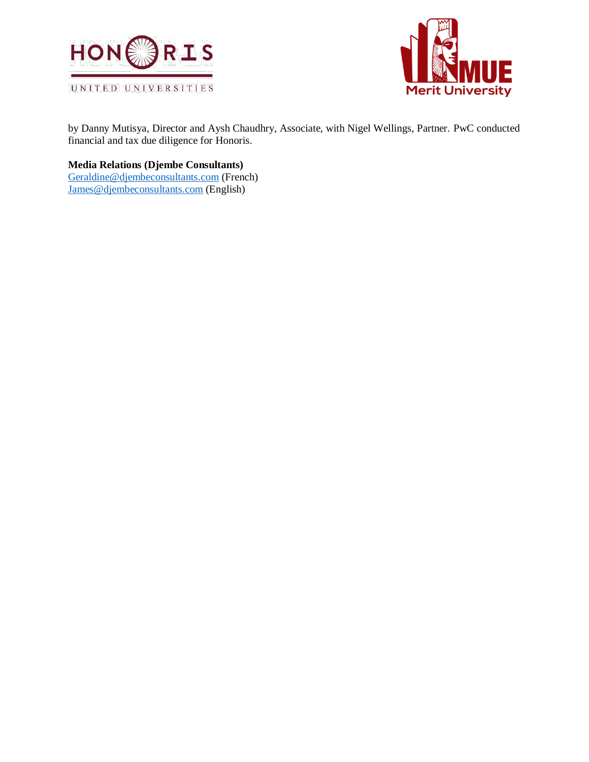by Danny Mutisya, Director and Aysh Chaudhry, Associate, with Nigel Wellings, Partner. PwC conducted financial and tax due diligence for Honoris.

**Media Relations (Djembe Consultants)**
Geraldine@djembeconsultants.com (French)
James@djembeconsultants.com (English)